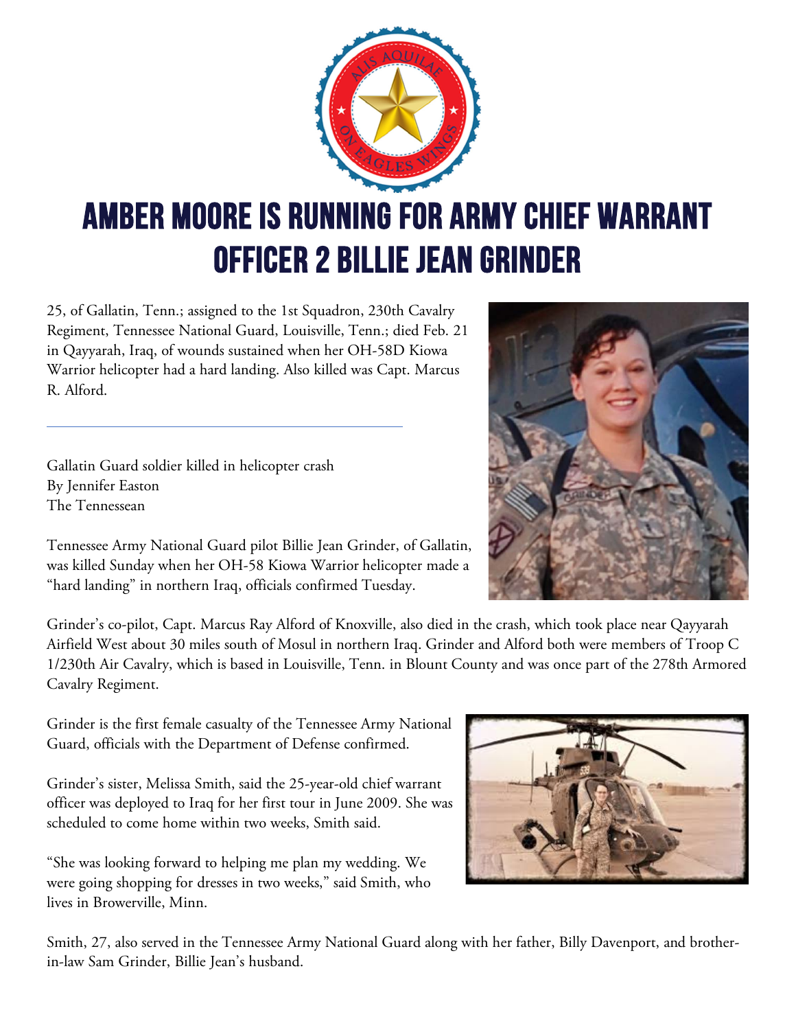# AMBER MOORE IS RUNNING FOR ARMY CHIEF WARRANT OFFICER 2 BILLIE JEAN GRINDER

25, of Gallatin, Tenn.; assigned to the 1st Squadron, 230th Cavalry Regiment, Tennessee National Guard, Louisville, Tenn.; died Feb. 21 in Qayyarah, Iraq, of wounds sustained when her OH-58D Kiowa Warrior helicopter had a hard landing. Also killed was Capt. Marcus R. Alford.

---

Gallatin Guard soldier killed in helicopter crash
By Jennifer Easton
The Tennessean

Tennessee Army National Guard pilot Billie Jean Grinder, of Gallatin, was killed Sunday when her OH-58 Kiowa Warrior helicopter made a "hard landing" in northern Iraq, officials confirmed Tuesday.

Grinder's co-pilot, Capt. Marcus Ray Alford of Knoxville, also died in the crash, which took place near Qayyarah Airfield West about 30 miles south of Mosul in northern Iraq. Grinder and Alford both were members of Troop C 1/230th Air Cavalry, which is based in Louisville, Tenn. in Blount County and was once part of the 278th Armored Cavalry Regiment.

Grinder is the first female casualty of the Tennessee Army National Guard, officials with the Department of Defense confirmed.

Grinder's sister, Melissa Smith, said the 25-year-old chief warrant officer was deployed to Iraq for her first tour in June 2009. She was scheduled to come home within two weeks, Smith said.

"She was looking forward to helping me plan my wedding. We were going shopping for dresses in two weeks," said Smith, who lives in Browerville, Minn.

Smith, 27, also served in the Tennessee Army National Guard along with her father, Billy Davenport, and brother-in-law Sam Grinder, Billie Jean's husband.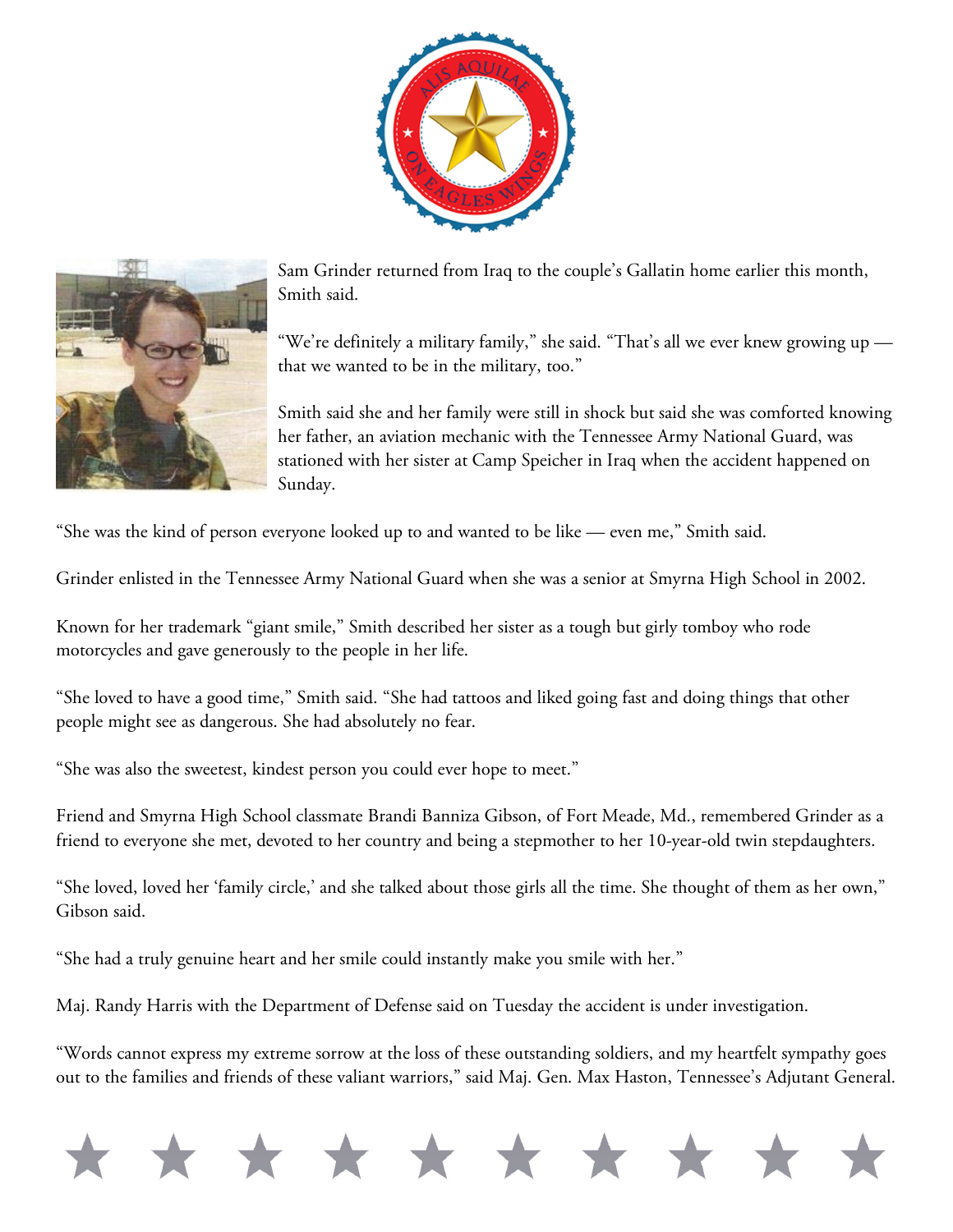Sam Grinder returned from Iraq to the couple's Gallatin home earlier this month, Smith said.

"We're definitely a military family," she said. "That's all we ever knew growing up — that we wanted to be in the military, too."

Smith said she and her family were still in shock but said she was comforted knowing her father, an aviation mechanic with the Tennessee Army National Guard, was stationed with her sister at Camp Speicher in Iraq when the accident happened on Sunday.

"She was the kind of person everyone looked up to and wanted to be like — even me," Smith said.

Grinder enlisted in the Tennessee Army National Guard when she was a senior at Smyrna High School in 2002.

Known for her trademark "giant smile," Smith described her sister as a tough but girly tomboy who rode motorcycles and gave generously to the people in her life.

"She loved to have a good time," Smith said. "She had tattoos and liked going fast and doing things that other people might see as dangerous. She had absolutely no fear.

"She was also the sweetest, kindest person you could ever hope to meet."

Friend and Smyrna High School classmate Brandi Banniza Gibson, of Fort Meade, Md., remembered Grinder as a friend to everyone she met, devoted to her country and being a stepmother to her 10-year-old twin stepdaughters.

"She loved, loved her 'family circle,' and she talked about those girls all the time. She thought of them as her own," Gibson said.

"She had a truly genuine heart and her smile could instantly make you smile with her."

Maj. Randy Harris with the Department of Defense said on Tuesday the accident is under investigation.

"Words cannot express my extreme sorrow at the loss of these outstanding soldiers, and my heartfelt sympathy goes out to the families and friends of these valiant warriors," said Maj. Gen. Max Haston, Tennessee's Adjutant General.